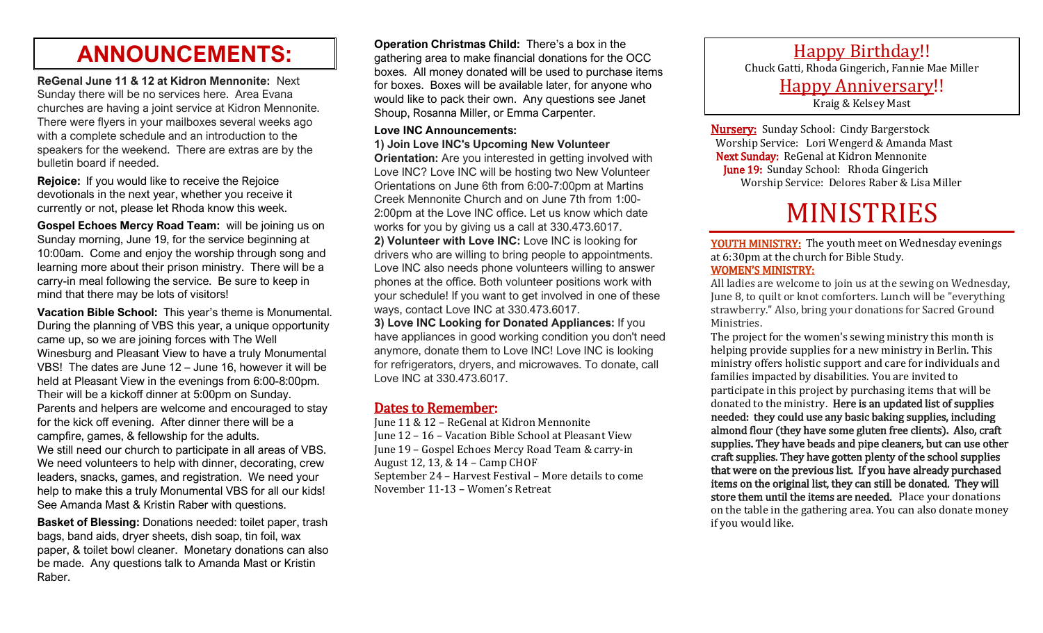# ANNOUNCEMENTS:

**ReGenal June 11 & 12 at Kidron Mennonite:** Next Sunday there will be no services here. Area Evana churches are having a joint service at Kidron Mennonite. There were flyers in your mailboxes several weeks ago with a complete schedule and an introduction to the speakers for the weekend. There are extras are by the bulletin board if needed.

**Rejoice:** If you would like to receive the Rejoice devotionals in the next year, whether you receive it currently or not, please let Rhoda know this week.

**Gospel Echoes Mercy Road Team:** will be joining us on Sunday morning, June 19, for the service beginning at 10:00am. Come and enjoy the worship through song and learning more about their prison ministry. There will be a carry-in meal following the service. Be sure to keep in mind that there may be lots of visitors!

**Vacation Bible School:** This year's theme is Monumental. During the planning of VBS this year, a unique opportunity came up, so we are joining forces with The Well Winesburg and Pleasant View to have a truly Monumental VBS! The dates are June 12 – June 16, however it will be held at Pleasant View in the evenings from 6:00-8:00pm. Their will be a kickoff dinner at 5:00pm on Sunday. Parents and helpers are welcome and encouraged to stay for the kick off evening. After dinner there will be a campfire, games, & fellowship for the adults.
We still need our church to participate in all areas of VBS. We need volunteers to help with dinner, decorating, crew leaders, snacks, games, and registration. We need your help to make this a truly Monumental VBS for all our kids! See Amanda Mast & Kristin Raber with questions.

**Basket of Blessing:** Donations needed: toilet paper, trash bags, band aids, dryer sheets, dish soap, tin foil, wax paper, & toilet bowl cleaner. Monetary donations can also be made. Any questions talk to Amanda Mast or Kristin Raber.

**Operation Christmas Child:** There's a box in the gathering area to make financial donations for the OCC boxes. All money donated will be used to purchase items for boxes. Boxes will be available later, for anyone who would like to pack their own. Any questions see Janet Shoup, Rosanna Miller, or Emma Carpenter.

**Love INC Announcements:**

**1) Join Love INC's Upcoming New Volunteer Orientation:** Are you interested in getting involved with Love INC? Love INC will be hosting two New Volunteer Orientations on June 6th from 6:00-7:00pm at Martins Creek Mennonite Church and on June 7th from 1:00-2:00pm at the Love INC office. Let us know which date works for you by giving us a call at 330.473.6017.
**2) Volunteer with Love INC:** Love INC is looking for drivers who are willing to bring people to appointments. Love INC also needs phone volunteers willing to answer phones at the office. Both volunteer positions work with your schedule! If you want to get involved in one of these ways, contact Love INC at 330.473.6017.
**3) Love INC Looking for Donated Appliances:** If you have appliances in good working condition you don't need anymore, donate them to Love INC! Love INC is looking for refrigerators, dryers, and microwaves. To donate, call Love INC at 330.473.6017.

## Dates to Remember:

June 11 & 12 – ReGenal at Kidron Mennonite
June 12 – 16 – Vacation Bible School at Pleasant View
June 19 – Gospel Echoes Mercy Road Team & carry-in
August 12, 13, & 14 – Camp CHOF
September 24 – Harvest Festival – More details to come
November 11-13 – Women's Retreat

## Happy Birthday!!

Chuck Gatti, Rhoda Gingerich, Fannie Mae Miller

## Happy Anniversary!!

Kraig & Kelsey Mast

**Nursery:** Sunday School: Cindy Bargerstock
Worship Service: Lori Wengerd & Amanda Mast
**Next Sunday:** ReGenal at Kidron Mennonite
**June 19:** Sunday School: Rhoda Gingerich
Worship Service: Delores Raber & Lisa Miller

# MINISTRIES

**YOUTH MINISTRY:** The youth meet on Wednesday evenings at 6:30pm at the church for Bible Study.

**WOMEN'S MINISTRY:**
All ladies are welcome to join us at the sewing on Wednesday, June 8, to quilt or knot comforters. Lunch will be "everything strawberry." Also, bring your donations for Sacred Ground Ministries.
The project for the women's sewing ministry this month is helping provide supplies for a new ministry in Berlin. This ministry offers holistic support and care for individuals and families impacted by disabilities. You are invited to participate in this project by purchasing items that will be donated to the ministry. **Here is an updated list of supplies needed: they could use any basic baking supplies, including almond flour (they have some gluten free clients). Also, craft supplies. They have beads and pipe cleaners, but can use other craft supplies. They have gotten plenty of the school supplies that were on the previous list. If you have already purchased items on the original list, they can still be donated. They will store them until the items are needed.** Place your donations on the table in the gathering area. You can also donate money if you would like.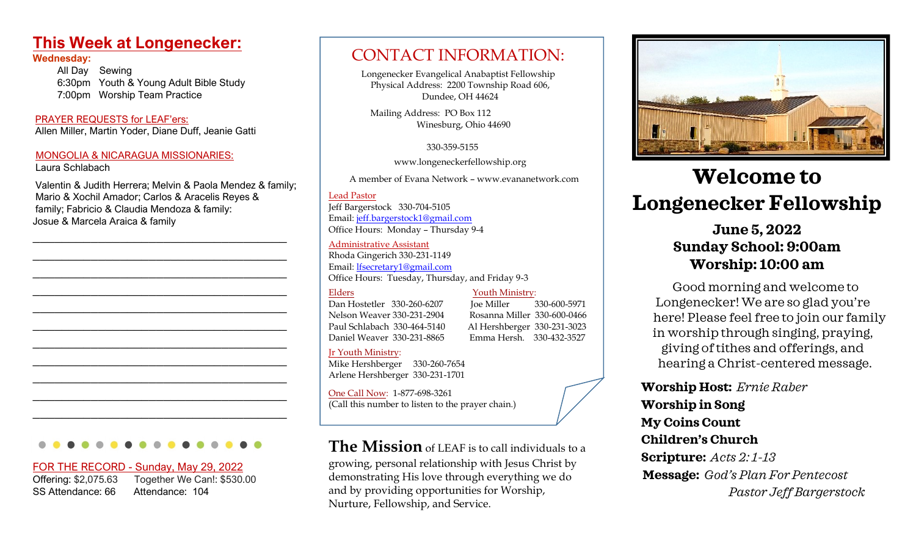# This Week at Longenecker:

**Wednesday:**

All Day Sewing
6:30pm Youth & Young Adult Bible Study
7:00pm Worship Team Practice

PRAYER REQUESTS for LEAF'ers:
Allen Miller, Martin Yoder, Diane Duff, Jeanie Gatti

MONGOLIA & NICARAGUA MISSIONARIES:
Laura Schlabach

Valentin & Judith Herrera; Melvin & Paola Mendez & family; Mario & Xochil Amador; Carlos & Aracelis Reyes & family; Fabricio & Claudia Mendoza & family: Josue & Marcela Araica & family

FOR THE RECORD - Sunday, May 29, 2022
Offering: $2,075.63 Together We Can!: $530.00
SS Attendance: 66 Attendance: 104

## CONTACT INFORMATION:

Longenecker Evangelical Anabaptist Fellowship
Physical Address: 2200 Township Road 606,
Dundee, OH 44624

Mailing Address: PO Box 112
Winesburg, Ohio 44690

330-359-5155

www.longeneckerfellowship.org

A member of Evana Network – www.evananetwork.com

Lead Pastor
Jeff Bargerstock 330-704-5105
Email: jeff.bargerstock1@gmail.com
Office Hours: Monday – Thursday 9-4

Administrative Assistant
Rhoda Gingerich 330-231-1149
Email: lfsecretary1@gmail.com
Office Hours: Tuesday, Thursday, and Friday 9-3

Elders
Dan Hostetler 330-260-6207
Nelson Weaver 330-231-2904
Paul Schlabach 330-464-5140
Daniel Weaver 330-231-8865

Youth Ministry:
Joe Miller 330-600-5971
Rosanna Miller 330-600-0466
Al Hershberger 330-231-3023
Emma Hersh. 330-432-3527

Jr Youth Ministry:
Mike Hershberger 330-260-7654
Arlene Hershberger 330-231-1701

One Call Now: 1-877-698-3261
(Call this number to listen to the prayer chain.)

**The Mission** of LEAF is to call individuals to a growing, personal relationship with Jesus Christ by demonstrating His love through everything we do and by providing opportunities for Worship, Nurture, Fellowship, and Service.

# Welcome to Longenecker Fellowship

**June 5, 2022**
**Sunday School: 9:00am**
**Worship: 10:00 am**

Good morning and welcome to Longenecker! We are so glad you're here! Please feel free to join our family in worship through singing, praying, giving of tithes and offerings, and hearing a Christ-centered message.

**Worship Host:** *Ernie Raber*
**Worship in Song**
**My Coins Count**
**Children's Church**
**Scripture:** *Acts 2:1-13*
**Message:** *God's Plan For Pentecost*
*Pastor Jeff Bargerstock*